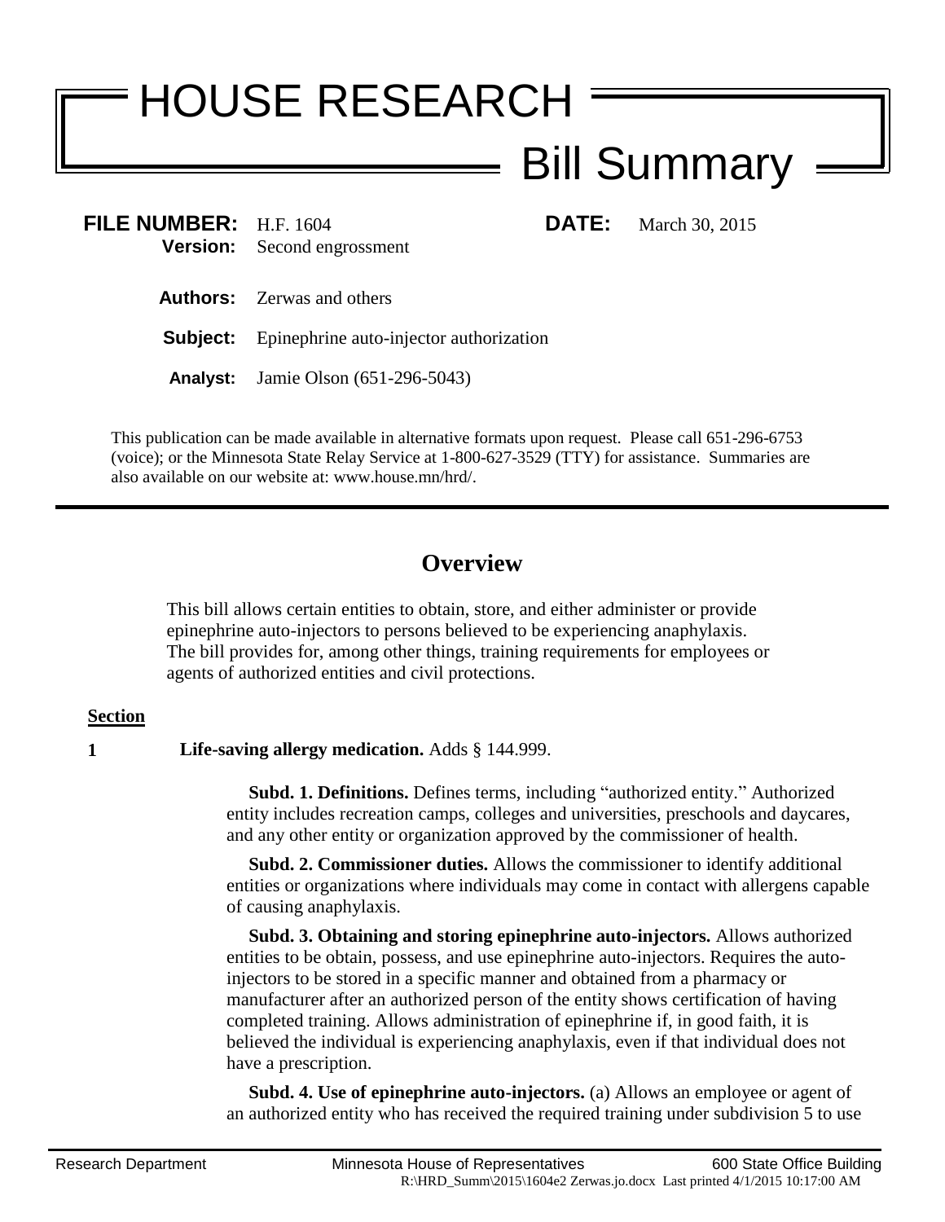# HOUSE RESEARCH

## Bill Summary

**FILE NUMBER:** H.F. 1604 **DATE:** March 30, 2015
**Version:** Second engrossment

**Authors:** Zerwas and others

**Subject:** Epinephrine auto-injector authorization

**Analyst:** Jamie Olson (651-296-5043)

This publication can be made available in alternative formats upon request. Please call 651-296-6753 (voice); or the Minnesota State Relay Service at 1-800-627-3529 (TTY) for assistance. Summaries are also available on our website at: www.house.mn/hrd/.

---

## Overview

This bill allows certain entities to obtain, store, and either administer or provide epinephrine auto-injectors to persons believed to be experiencing anaphylaxis. The bill provides for, among other things, training requirements for employees or agents of authorized entities and civil protections.

**Section**

**1** **Life-saving allergy medication.** Adds § 144.999.

**Subd. 1. Definitions.** Defines terms, including "authorized entity." Authorized entity includes recreation camps, colleges and universities, preschools and daycares, and any other entity or organization approved by the commissioner of health.

**Subd. 2. Commissioner duties.** Allows the commissioner to identify additional entities or organizations where individuals may come in contact with allergens capable of causing anaphylaxis.

**Subd. 3. Obtaining and storing epinephrine auto-injectors.** Allows authorized entities to be obtain, possess, and use epinephrine auto-injectors. Requires the auto-injectors to be stored in a specific manner and obtained from a pharmacy or manufacturer after an authorized person of the entity shows certification of having completed training. Allows administration of epinephrine if, in good faith, it is believed the individual is experiencing anaphylaxis, even if that individual does not have a prescription.

**Subd. 4. Use of epinephrine auto-injectors.** (a) Allows an employee or agent of an authorized entity who has received the required training under subdivision 5 to use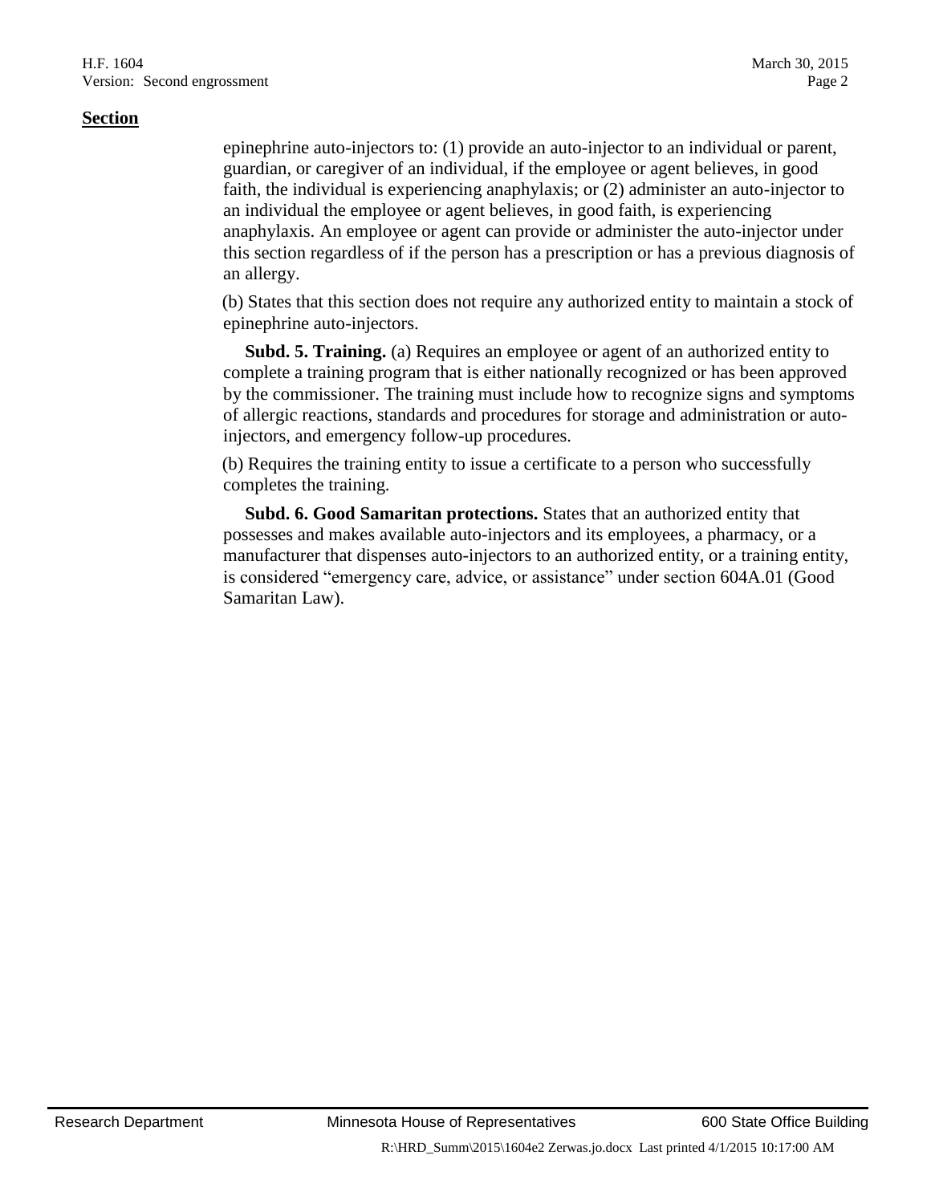**Section**

epinephrine auto-injectors to: (1) provide an auto-injector to an individual or parent, guardian, or caregiver of an individual, if the employee or agent believes, in good faith, the individual is experiencing anaphylaxis; or (2) administer an auto-injector to an individual the employee or agent believes, in good faith, is experiencing anaphylaxis. An employee or agent can provide or administer the auto-injector under this section regardless of if the person has a prescription or has a previous diagnosis of an allergy.

(b) States that this section does not require any authorized entity to maintain a stock of epinephrine auto-injectors.

**Subd. 5. Training.** (a) Requires an employee or agent of an authorized entity to complete a training program that is either nationally recognized or has been approved by the commissioner. The training must include how to recognize signs and symptoms of allergic reactions, standards and procedures for storage and administration or auto-injectors, and emergency follow-up procedures.

(b) Requires the training entity to issue a certificate to a person who successfully completes the training.

**Subd. 6. Good Samaritan protections.** States that an authorized entity that possesses and makes available auto-injectors and its employees, a pharmacy, or a manufacturer that dispenses auto-injectors to an authorized entity, or a training entity, is considered "emergency care, advice, or assistance" under section 604A.01 (Good Samaritan Law).